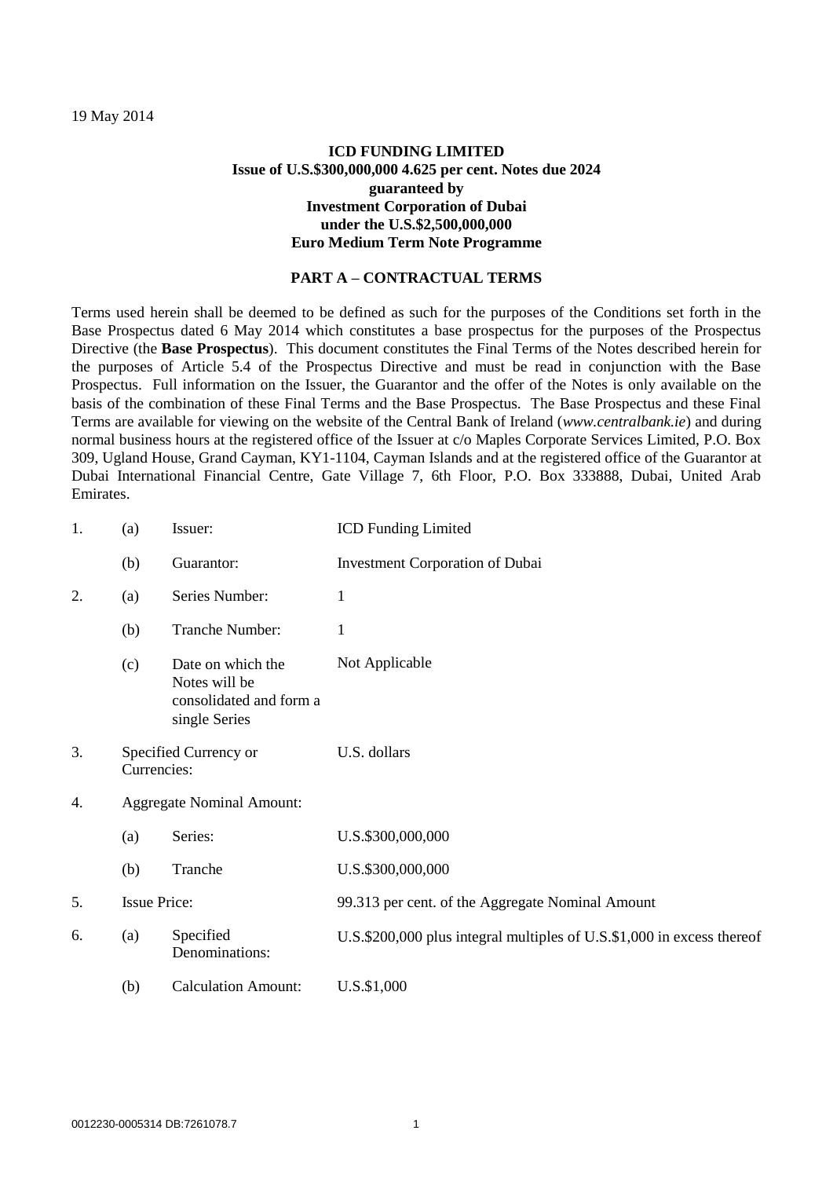19 May 2014

**ICD FUNDING LIMITED**
**Issue of U.S.$300,000,000 4.625 per cent. Notes due 2024**
**guaranteed by**
**Investment Corporation of Dubai**
**under the U.S.$2,500,000,000**
**Euro Medium Term Note Programme**

## PART A – CONTRACTUAL TERMS

Terms used herein shall be deemed to be defined as such for the purposes of the Conditions set forth in the Base Prospectus dated 6 May 2014 which constitutes a base prospectus for the purposes of the Prospectus Directive (the **Base Prospectus**). This document constitutes the Final Terms of the Notes described herein for the purposes of Article 5.4 of the Prospectus Directive and must be read in conjunction with the Base Prospectus. Full information on the Issuer, the Guarantor and the offer of the Notes is only available on the basis of the combination of these Final Terms and the Base Prospectus. The Base Prospectus and these Final Terms are available for viewing on the website of the Central Bank of Ireland (*www.centralbank.ie*) and during normal business hours at the registered office of the Issuer at c/o Maples Corporate Services Limited, P.O. Box 309, Ugland House, Grand Cayman, KY1-1104, Cayman Islands and at the registered office of the Guarantor at Dubai International Financial Centre, Gate Village 7, 6th Floor, P.O. Box 333888, Dubai, United Arab Emirates.

| | | | |
|---|---|---|---|
| 1. | (a) | Issuer: | ICD Funding Limited |
| | (b) | Guarantor: | Investment Corporation of Dubai |
| 2. | (a) | Series Number: | 1 |
| | (b) | Tranche Number: | 1 |
| | (c) | Date on which the Notes will be consolidated and form a single Series | Not Applicable |
| 3. | | Specified Currency or Currencies: | U.S. dollars |
| 4. | | Aggregate Nominal Amount: | |
| | (a) | Series: | U.S.$300,000,000 |
| | (b) | Tranche | U.S.$300,000,000 |
| 5. | | Issue Price: | 99.313 per cent. of the Aggregate Nominal Amount |
| 6. | (a) | Specified Denominations: | U.S.$200,000 plus integral multiples of U.S.$1,000 in excess thereof |
| | (b) | Calculation Amount: | U.S.$1,000 |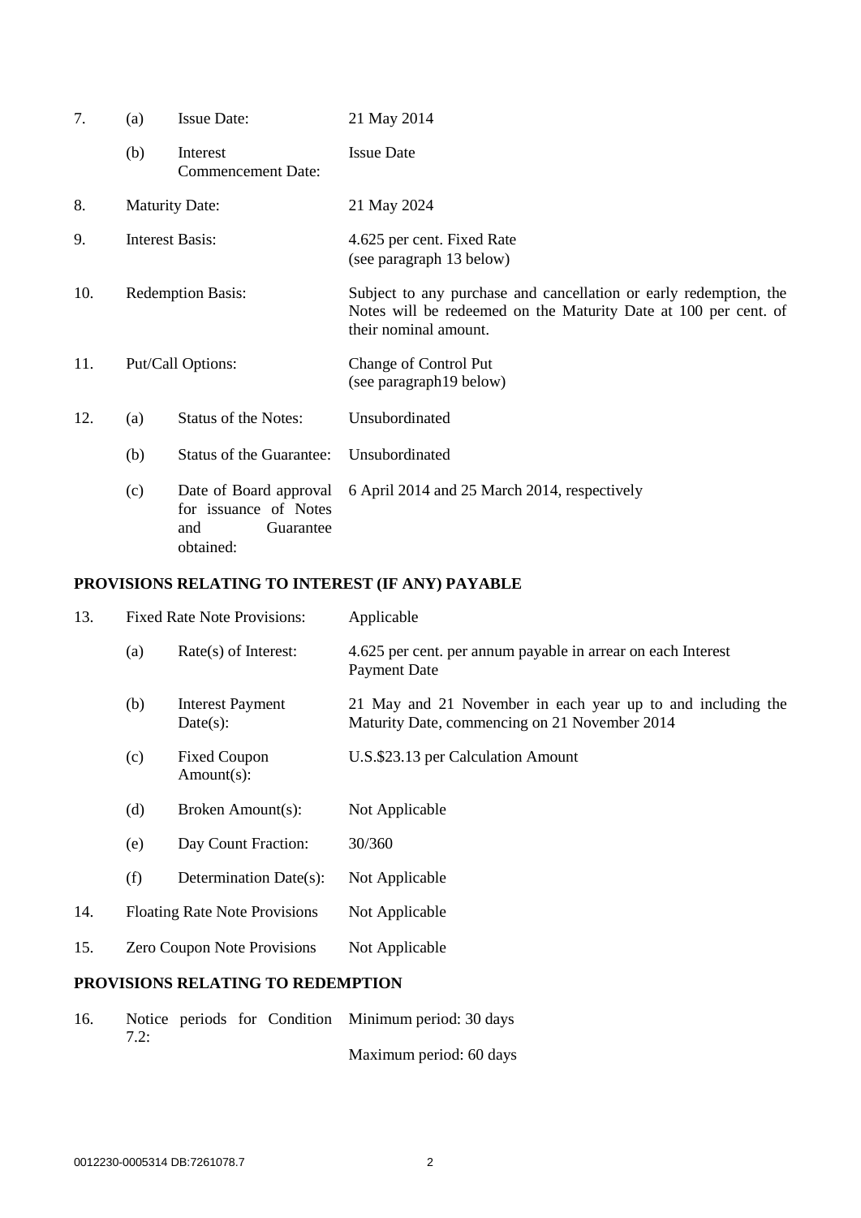| | | | |
|---|---|---|---|
| 7. | (a) | Issue Date: | 21 May 2014 |
| | (b) | Interest Commencement Date: | Issue Date |
| 8. | Maturity Date: | | 21 May 2024 |
| 9. | Interest Basis: | | 4.625 per cent. Fixed Rate (see paragraph 13 below) |
| 10. | Redemption Basis: | | Subject to any purchase and cancellation or early redemption, the Notes will be redeemed on the Maturity Date at 100 per cent. of their nominal amount. |
| 11. | Put/Call Options: | | Change of Control Put (see paragraph19 below) |
| 12. | (a) | Status of the Notes: | Unsubordinated |
| | (b) | Status of the Guarantee: | Unsubordinated |
| | (c) | Date of Board approval for issuance of Notes and Guarantee obtained: | 6 April 2014 and 25 March 2014, respectively |

**PROVISIONS RELATING TO INTEREST (IF ANY) PAYABLE**

| | | | |
|---|---|---|---|
| 13. | Fixed Rate Note Provisions: | | Applicable |
| | (a) | Rate(s) of Interest: | 4.625 per cent. per annum payable in arrear on each Interest Payment Date |
| | (b) | Interest Payment Date(s): | 21 May and 21 November in each year up to and including the Maturity Date, commencing on 21 November 2014 |
| | (c) | Fixed Coupon Amount(s): | U.S.$23.13 per Calculation Amount |
| | (d) | Broken Amount(s): | Not Applicable |
| | (e) | Day Count Fraction: | 30/360 |
| | (f) | Determination Date(s): | Not Applicable |
| 14. | Floating Rate Note Provisions | | Not Applicable |
| 15. | Zero Coupon Note Provisions | | Not Applicable |

**PROVISIONS RELATING TO REDEMPTION**

| | | | |
|---|---|---|---|
| 16. | Notice periods for Condition 7.2: | | Minimum period: 30 days<br>Maximum period: 60 days |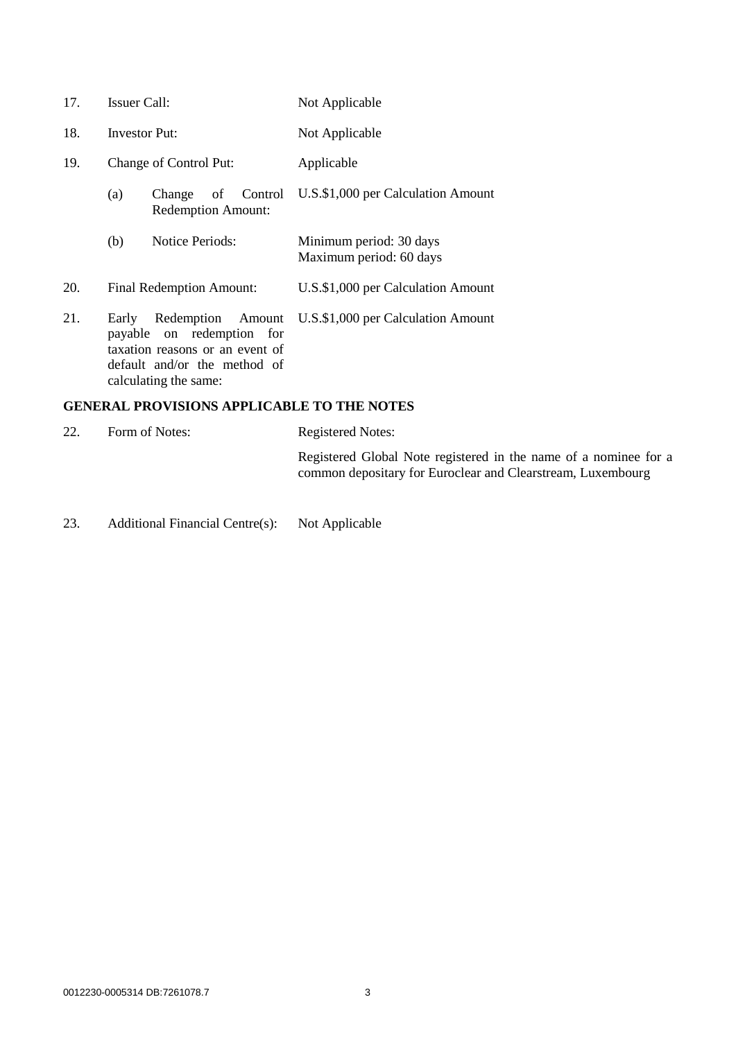| | | |
|---|---|---|
| 17. | Issuer Call: | Not Applicable |
| 18. | Investor Put: | Not Applicable |
| 19. | Change of Control Put: | Applicable |
| | (a) Change of Control Redemption Amount: | U.S.$1,000 per Calculation Amount |
| | (b) Notice Periods: | Minimum period: 30 days<br>Maximum period: 60 days |
| 20. | Final Redemption Amount: | U.S.$1,000 per Calculation Amount |
| 21. | Early Redemption Amount payable on redemption for taxation reasons or an event of default and/or the method of calculating the same: | U.S.$1,000 per Calculation Amount |

**GENERAL PROVISIONS APPLICABLE TO THE NOTES**

| | | |
|---|---|---|
| 22. | Form of Notes: | Registered Notes:<br><br>Registered Global Note registered in the name of a nominee for a common depositary for Euroclear and Clearstream, Luxembourg |
| 23. | Additional Financial Centre(s): | Not Applicable |

0012230-0005314 DB:7261078.7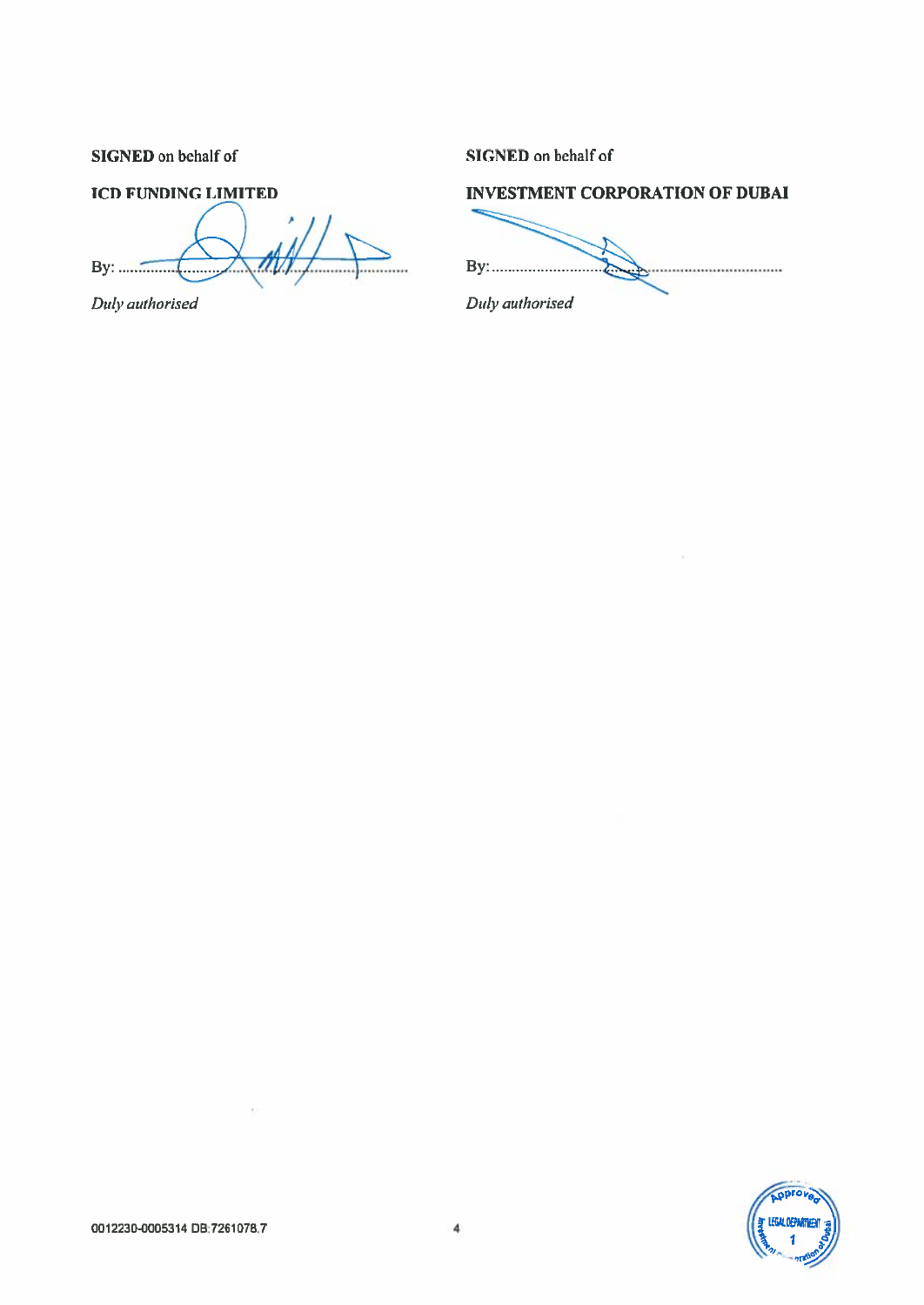**SIGNED** on behalf of

**ICD FUNDING LIMITED**

By: ..............................................................

*Duly authorised*

**SIGNED** on behalf of

**INVESTMENT CORPORATION OF DUBAI**

By: ..............................................................

*Duly authorised*

0012230-0005314 DB:7261078.7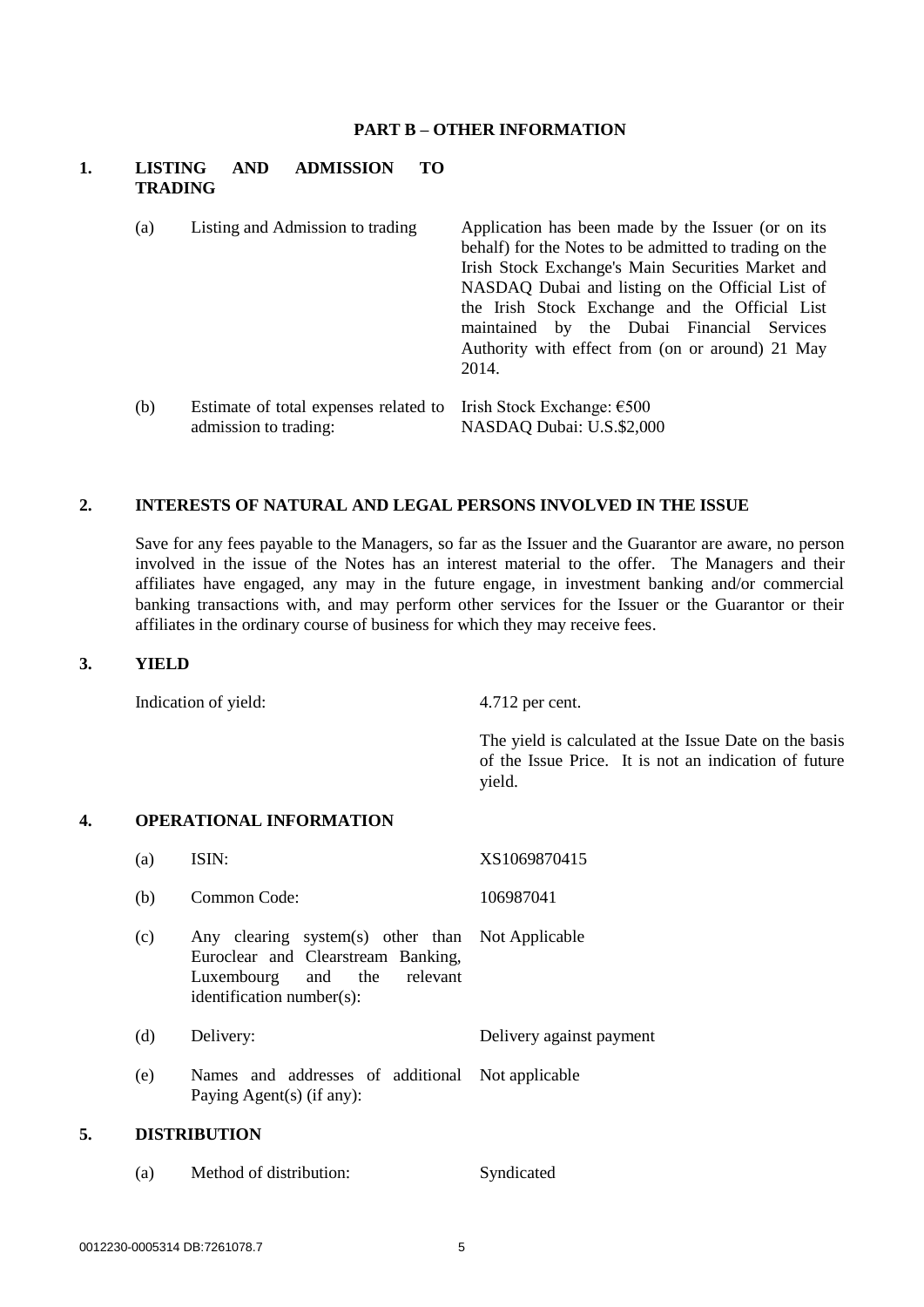## PART B – OTHER INFORMATION

### 1. LISTING AND ADMISSION TO TRADING

| | | |
|---|---|---|
| (a) | Listing and Admission to trading | Application has been made by the Issuer (or on its behalf) for the Notes to be admitted to trading on the Irish Stock Exchange's Main Securities Market and NASDAQ Dubai and listing on the Official List of the Irish Stock Exchange and the Official List maintained by the Dubai Financial Services Authority with effect from (on or around) 21 May 2014. |
| (b) | Estimate of total expenses related to admission to trading: | Irish Stock Exchange: €500<br>NASDAQ Dubai: U.S.$2,000 |

### 2. INTERESTS OF NATURAL AND LEGAL PERSONS INVOLVED IN THE ISSUE

Save for any fees payable to the Managers, so far as the Issuer and the Guarantor are aware, no person involved in the issue of the Notes has an interest material to the offer. The Managers and their affiliates have engaged, any may in the future engage, in investment banking and/or commercial banking transactions with, and may perform other services for the Issuer or the Guarantor or their affiliates in the ordinary course of business for which they may receive fees.

### 3. YIELD

| | |
|---|---|
| Indication of yield: | 4.712 per cent. |
| | The yield is calculated at the Issue Date on the basis of the Issue Price. It is not an indication of future yield. |

### 4. OPERATIONAL INFORMATION

| | | |
|---|---|---|
| (a) | ISIN: | XS1069870415 |
| (b) | Common Code: | 106987041 |
| (c) | Any clearing system(s) other than Euroclear and Clearstream Banking, Luxembourg and the relevant identification number(s): | Not Applicable |
| (d) | Delivery: | Delivery against payment |
| (e) | Names and addresses of additional Paying Agent(s) (if any): | Not applicable |

### 5. DISTRIBUTION

| | | |
|---|---|---|
| (a) | Method of distribution: | Syndicated |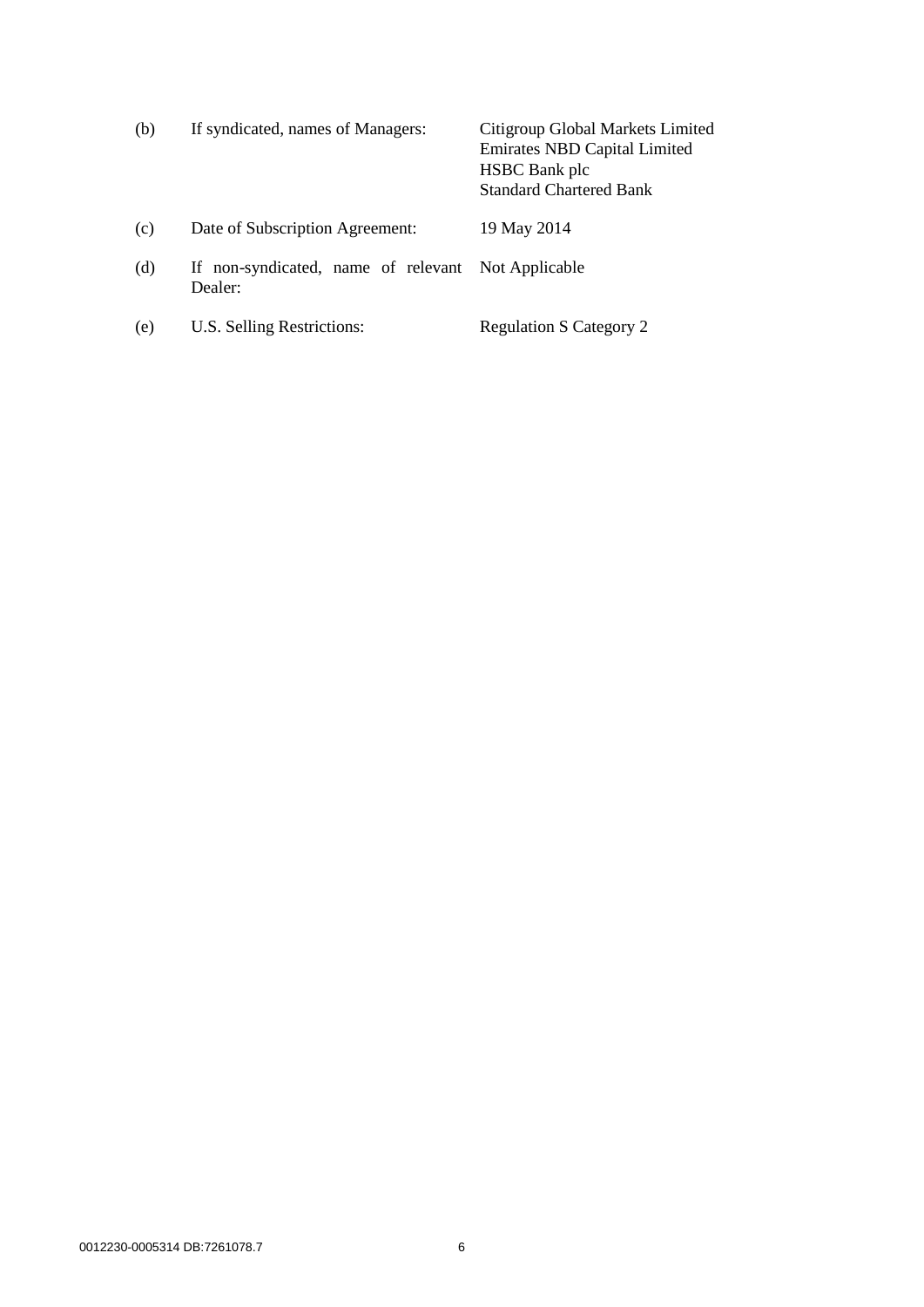| | | |
|---|---|---|
| (b) | If syndicated, names of Managers: | Citigroup Global Markets Limited<br>Emirates NBD Capital Limited<br>HSBC Bank plc<br>Standard Chartered Bank |
| (c) | Date of Subscription Agreement: | 19 May 2014 |
| (d) | If non-syndicated, name of relevant Dealer: | Not Applicable |
| (e) | U.S. Selling Restrictions: | Regulation S Category 2 |